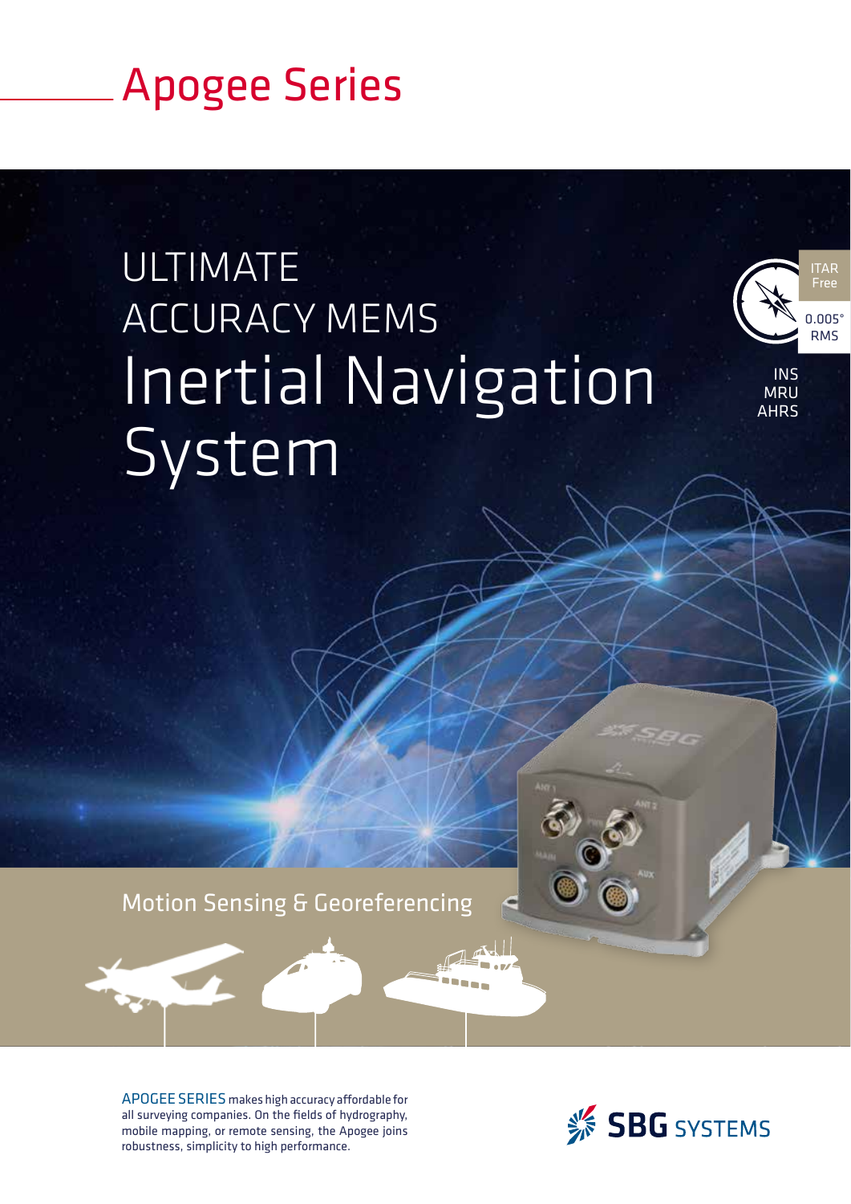# Apogee Series

## ULTIMATE ACCURACY MEMS Inertial Navigation System

ITAR Free

0.005° RMS

INS
MRU
AHRS

Motion Sensing & Georeferencing

APOGEE SERIES makes high accuracy affordable for all surveying companies. On the fields of hydrography, mobile mapping, or remote sensing, the Apogee joins robustness, simplicity to high performance.

SBG SYSTEMS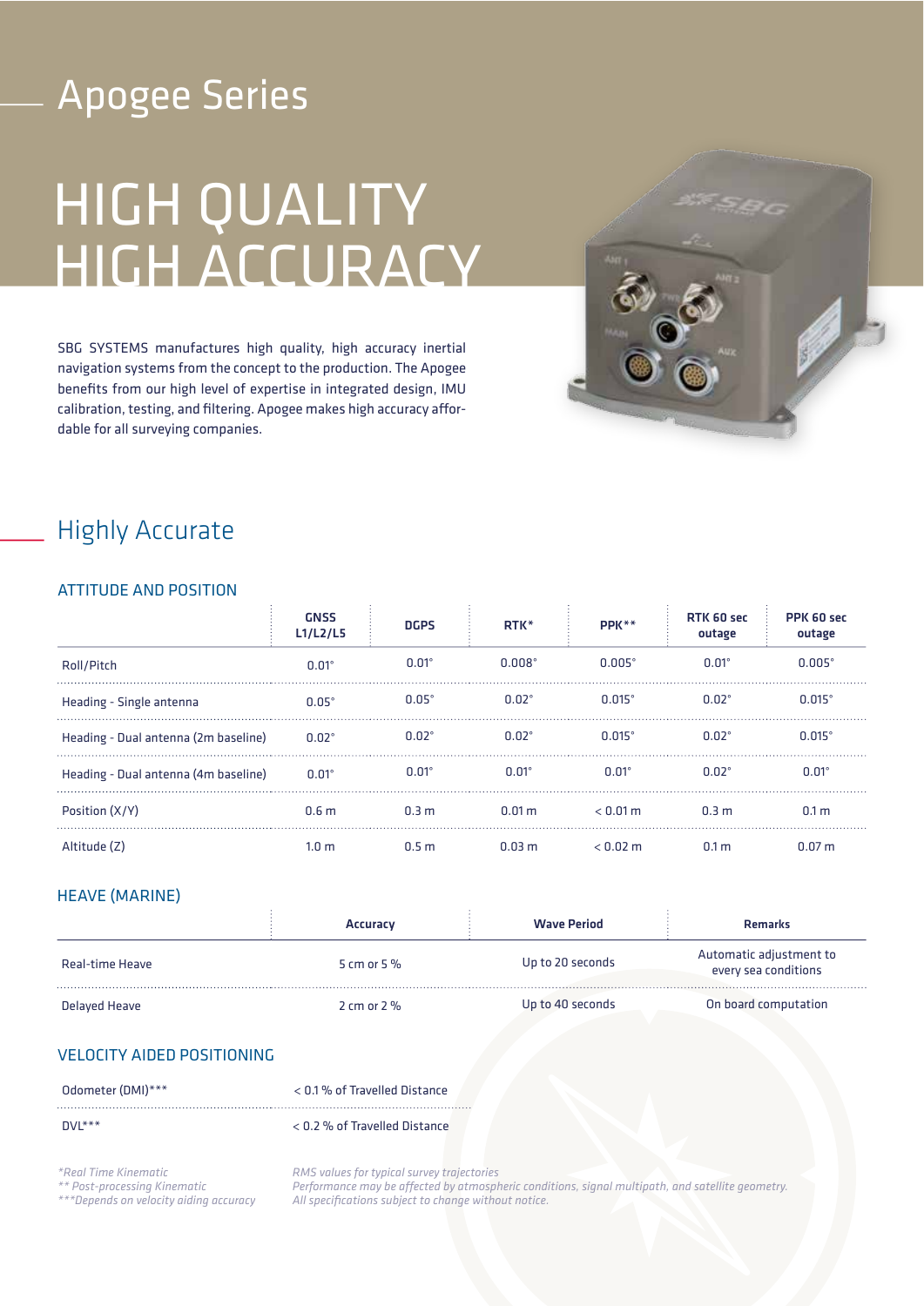# Apogee Series

# HIGH QUALITY HIGH ACCURACY

SBG SYSTEMS manufactures high quality, high accuracy inertial navigation systems from the concept to the production. The Apogee benefits from our high level of expertise in integrated design, IMU calibration, testing, and filtering. Apogee makes high accuracy affordable for all surveying companies.

## Highly Accurate

### ATTITUDE AND POSITION

| | GNSS L1/L2/L5 | DGPS | RTK* | PPK** | RTK 60 sec outage | PPK 60 sec outage |
|---|---|---|---|---|---|---|
| Roll/Pitch | 0.01° | 0.01° | 0.008° | 0.005° | 0.01° | 0.005° |
| Heading - Single antenna | 0.05° | 0.05° | 0.02° | 0.015° | 0.02° | 0.015° |
| Heading - Dual antenna (2m baseline) | 0.02° | 0.02° | 0.02° | 0.015° | 0.02° | 0.015° |
| Heading - Dual antenna (4m baseline) | 0.01° | 0.01° | 0.01° | 0.01° | 0.02° | 0.01° |
| Position (X/Y) | 0.6 m | 0.3 m | 0.01 m | < 0.01 m | 0.3 m | 0.1 m |
| Altitude (Z) | 1.0 m | 0.5 m | 0.03 m | < 0.02 m | 0.1 m | 0.07 m |

### HEAVE (MARINE)

| | Accuracy | Wave Period | Remarks |
|---|---|---|---|
| Real-time Heave | 5 cm or 5 % | Up to 20 seconds | Automatic adjustment to every sea conditions |
| Delayed Heave | 2 cm or 2 % | Up to 40 seconds | On board computation |

### VELOCITY AIDED POSITIONING

| | |
|---|---|
| Odometer (DMI)*** | < 0.1 % of Travelled Distance |
| DVL*** | < 0.2 % of Travelled Distance |

*\*Real Time Kinematic*
*\*\* Post-processing Kinematic*
*\*\*\*Depends on velocity aiding accuracy*

*RMS values for typical survey trajectories*
*Performance may be affected by atmospheric conditions, signal multipath, and satellite geometry.*
*All specifications subject to change without notice.*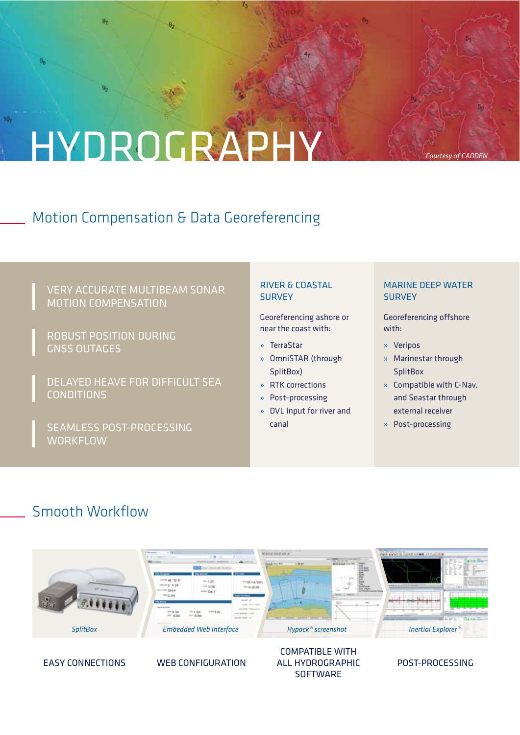# HYDROGRAPHY

*Courtesy of CADDEN*

## Motion Compensation & Data Georeferencing

- VERY ACCURATE MULTIBEAM SONAR MOTION COMPENSATION
- ROBUST POSITION DURING GNSS OUTAGES
- DELAYED HEAVE FOR DIFFICULT SEA CONDITIONS
- SEAMLESS POST-PROCESSING WORKFLOW

### RIVER & COASTAL SURVEY

Georeferencing ashore or near the coast with:

- TerraStar
- OmniSTAR (through SplitBox)
- RTK corrections
- Post-processing
- DVL input for river and canal

### MARINE DEEP WATER SURVEY

Georeferencing offshore with:

- Veripos
- Marinestar through SplitBox
- Compatible with C-Nav, and Seastar through external receiver
- Post-processing

## Smooth Workflow

*SplitBox*

EASY CONNECTIONS

*Embedded Web Interface*

WEB CONFIGURATION

*Hypack® screenshot*

COMPATIBLE WITH ALL HYDROGRAPHIC SOFTWARE

*Inertial Explorer®*

POST-PROCESSING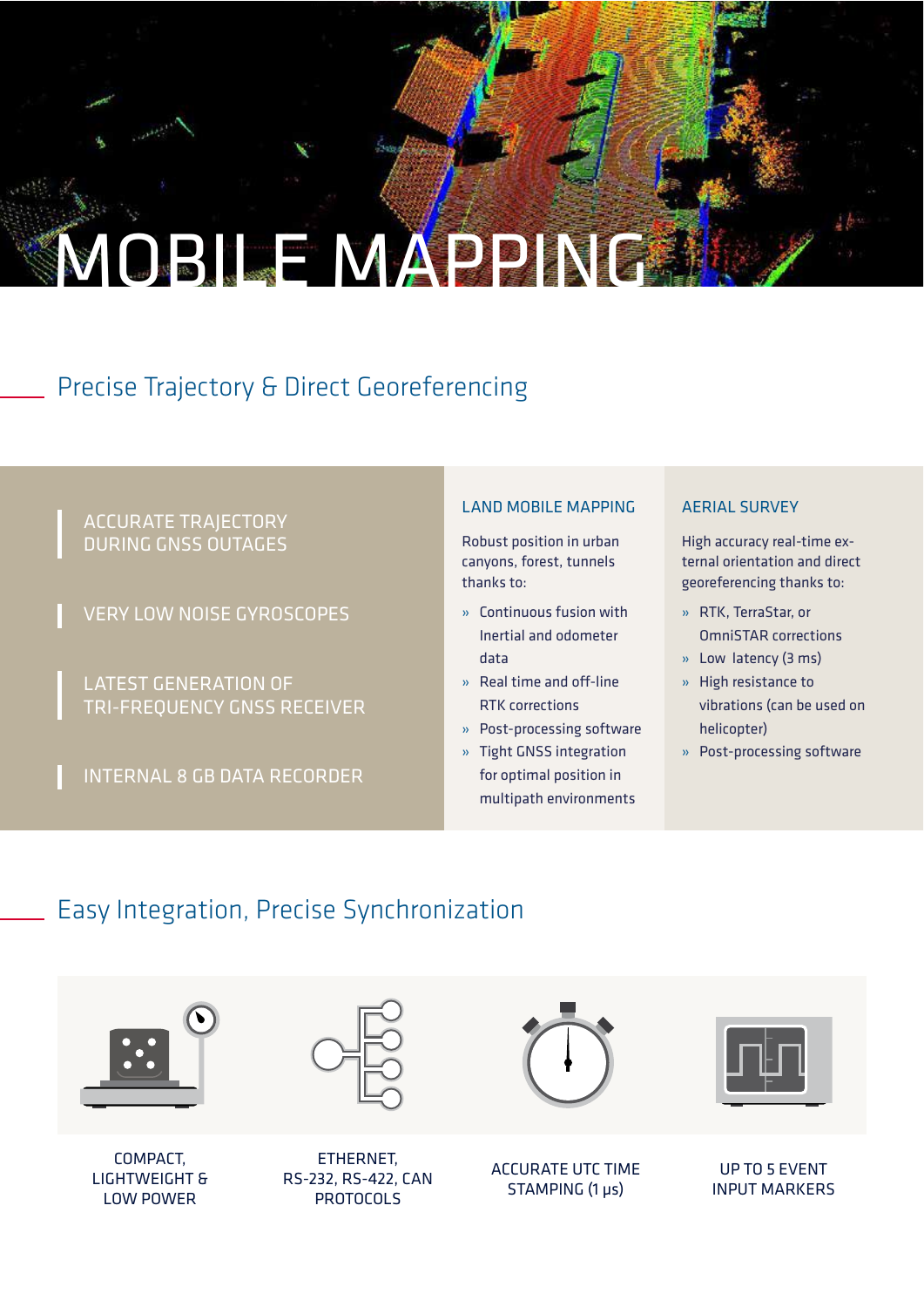# MOBILE MAPPING

## Precise Trajectory & Direct Georeferencing

- ACCURATE TRAJECTORY DURING GNSS OUTAGES
- VERY LOW NOISE GYROSCOPES
- LATEST GENERATION OF TRI-FREQUENCY GNSS RECEIVER
- INTERNAL 8 GB DATA RECORDER

### LAND MOBILE MAPPING

Robust position in urban canyons, forest, tunnels thanks to:

- Continuous fusion with Inertial and odometer data
- Real time and off-line RTK corrections
- Post-processing software
- Tight GNSS integration for optimal position in multipath environments

### AERIAL SURVEY

High accuracy real-time external orientation and direct georeferencing thanks to:

- RTK, TerraStar, or OmniSTAR corrections
- Low latency (3 ms)
- High resistance to vibrations (can be used on helicopter)
- Post-processing software

## Easy Integration, Precise Synchronization

- COMPACT, LIGHTWEIGHT & LOW POWER
- ETHERNET, RS-232, RS-422, CAN PROTOCOLS
- ACCURATE UTC TIME STAMPING (1 µs)
- UP TO 5 EVENT INPUT MARKERS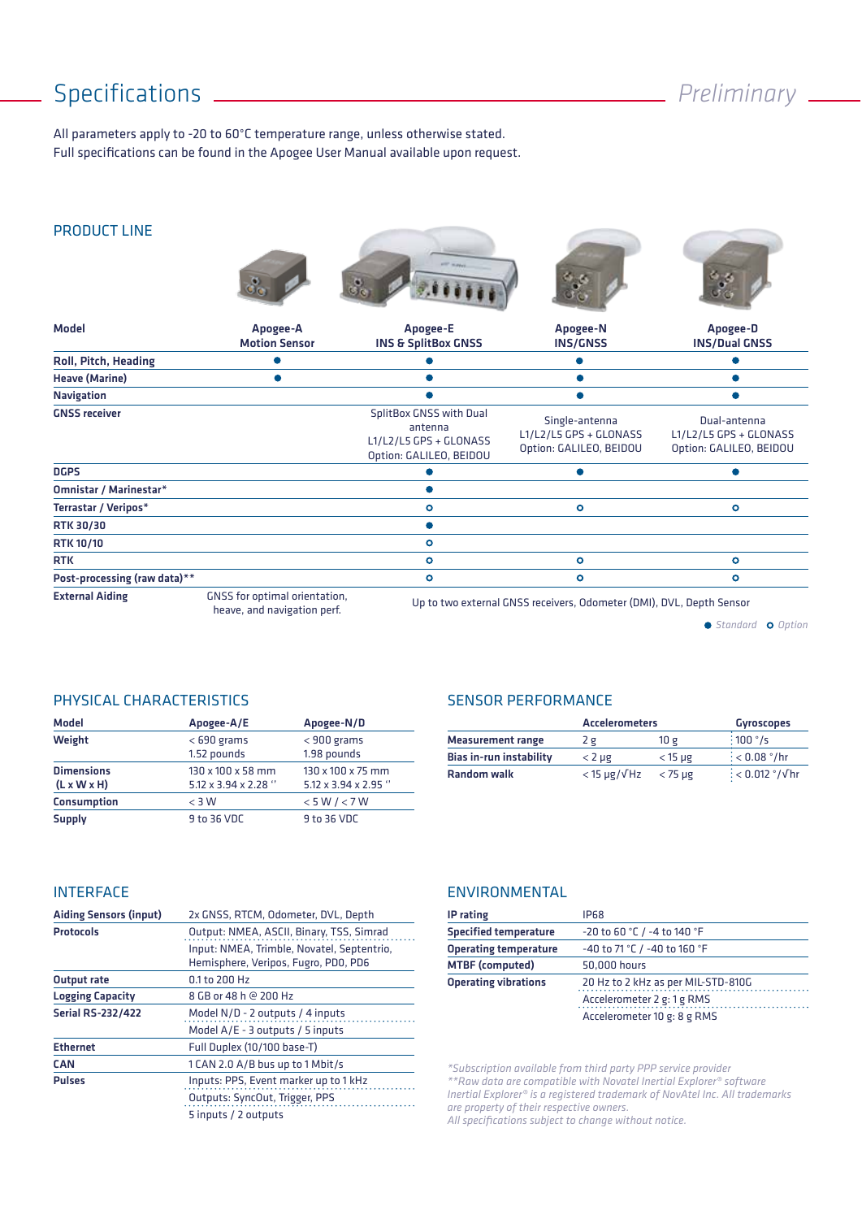# Specifications

*Preliminary*

All parameters apply to -20 to 60°C temperature range, unless otherwise stated.
Full specifications can be found in the Apogee User Manual available upon request.

## PRODUCT LINE

| Model | Apogee-A Motion Sensor | Apogee-E INS & SplitBox GNSS | Apogee-N INS/GNSS | Apogee-D INS/Dual GNSS |
|---|---|---|---|---|
| Roll, Pitch, Heading | ● | ● | ● | ● |
| Heave (Marine) | ● | ● | ● | ● |
| Navigation | | ● | ● | ● |
| GNSS receiver | | SplitBox GNSS with Dual antenna L1/L2/L5 GPS + GLONASS Option: GALILEO, BEIDOU | Single-antenna L1/L2/L5 GPS + GLONASS Option: GALILEO, BEIDOU | Dual-antenna L1/L2/L5 GPS + GLONASS Option: GALILEO, BEIDOU |
| DGPS | | ● | ● | ● |
| Omnistar / Marinestar* | | ● | | |
| Terrastar / Veripos* | | ○ | ○ | ○ |
| RTK 30/30 | | ● | | |
| RTK 10/10 | | ○ | | |
| RTK | | ○ | ○ | ○ |
| Post-processing (raw data)** | | ○ | ○ | ○ |
| External Aiding | GNSS for optimal orientation, heave, and navigation perf. | Up to two external GNSS receivers, Odometer (DMI), DVL, Depth Sensor | | |

● *Standard* ○ *Option*

## PHYSICAL CHARACTERISTICS

| Model | Apogee-A/E | Apogee-N/D |
|---|---|---|
| Weight | < 690 grams<br>1.52 pounds | < 900 grams<br>1.98 pounds |
| Dimensions (L x W x H) | 130 x 100 x 58 mm<br>5.12 x 3.94 x 2.28 '' | 130 x 100 x 75 mm<br>5.12 x 3.94 x 2.95 '' |
| Consumption | < 3 W | < 5 W / < 7 W |
| Supply | 9 to 36 VDC | 9 to 36 VDC |

## SENSOR PERFORMANCE

| | Accelerometers | | Gyroscopes |
|---|---|---|---|
| Measurement range | 2 g | 10 g | 100 °/s |
| Bias in-run instability | < 2 µg | < 15 µg | < 0.08 °/hr |
| Random walk | < 15 µg/√Hz | < 75 µg | < 0.012 °/√hr |

## INTERFACE

| | |
|---|---|
| Aiding Sensors (input) | 2x GNSS, RTCM, Odometer, DVL, Depth |
| Protocols | Output: NMEA, ASCII, Binary, TSS, Simrad<br>Input: NMEA, Trimble, Novatel, Septentrio, Hemisphere, Veripos, Fugro, PD0, PD6 |
| Output rate | 0.1 to 200 Hz |
| Logging Capacity | 8 GB or 48 h @ 200 Hz |
| Serial RS-232/422 | Model N/D - 2 outputs / 4 inputs<br>Model A/E - 3 outputs / 5 inputs |
| Ethernet | Full Duplex (10/100 base-T) |
| CAN | 1 CAN 2.0 A/B bus up to 1 Mbit/s |
| Pulses | Inputs: PPS, Event marker up to 1 kHz<br>Outputs: SyncOut, Trigger, PPS<br>5 inputs / 2 outputs |

## ENVIRONMENTAL

| | |
|---|---|
| IP rating | IP68 |
| Specified temperature | -20 to 60 °C / -4 to 140 °F |
| Operating temperature | -40 to 71 °C / -40 to 160 °F |
| MTBF (computed) | 50,000 hours |
| Operating vibrations | 20 Hz to 2 kHz as per MIL-STD-810G<br>Accelerometer 2 g: 1 g RMS<br>Accelerometer 10 g: 8 g RMS |

*\*Subscription available from third party PPP service provider*
*\*\*Raw data are compatible with Novatel Inertial Explorer® software*
*Inertial Explorer® is a registered trademark of NovAtel Inc. All trademarks are property of their respective owners.*
*All specifications subject to change without notice.*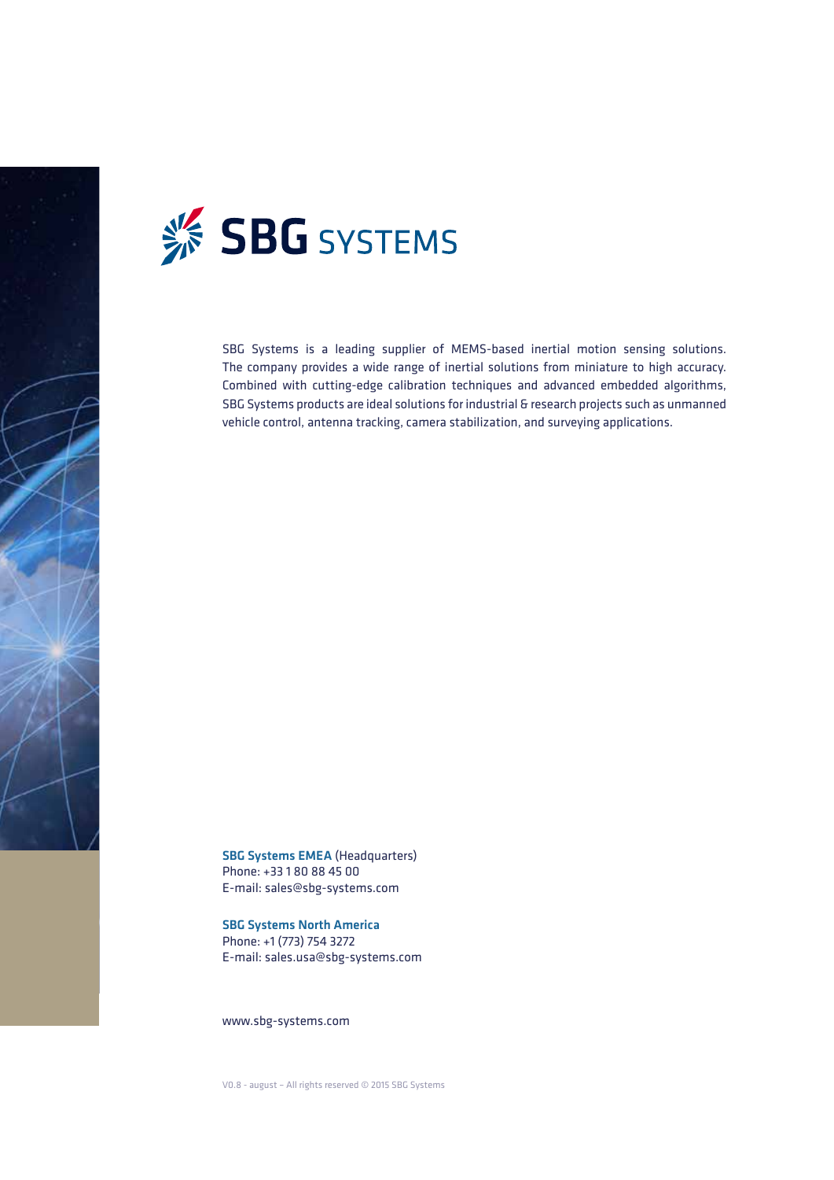# SBG SYSTEMS

SBG Systems is a leading supplier of MEMS-based inertial motion sensing solutions. The company provides a wide range of inertial solutions from miniature to high accuracy. Combined with cutting-edge calibration techniques and advanced embedded algorithms, SBG Systems products are ideal solutions for industrial & research projects such as unmanned vehicle control, antenna tracking, camera stabilization, and surveying applications.

**SBG Systems EMEA** (Headquarters)
Phone: +33 1 80 88 45 00
E-mail: sales@sbg-systems.com

**SBG Systems North America**
Phone: +1 (773) 754 3272
E-mail: sales.usa@sbg-systems.com

www.sbg-systems.com

V0.8 - august – All rights reserved © 2015 SBG Systems